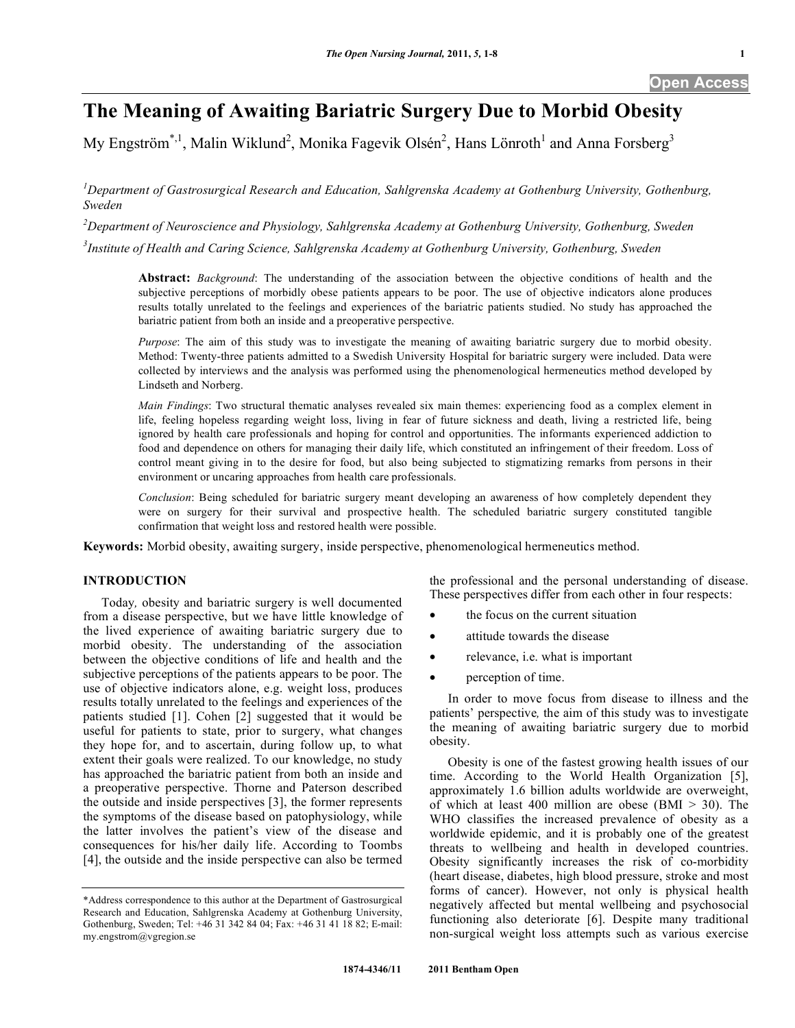# The Meaning of Awaiting Bariatric Surgery Due to Morbid Obesity

My Engström[*,1], Malin Wiklund[2], Monika Fagevik Olsén[2], Hans Lönroth[1] and Anna Forsberg[3]

[1]Department of Gastrosurgical Research and Education, Sahlgrenska Academy at Gothenburg University, Gothenburg, Sweden

[2]Department of Neuroscience and Physiology, Sahlgrenska Academy at Gothenburg University, Gothenburg, Sweden

[3]Institute of Health and Caring Science, Sahlgrenska Academy at Gothenburg University, Gothenburg, Sweden

**Abstract:** *Background*: The understanding of the association between the objective conditions of health and the subjective perceptions of morbidly obese patients appears to be poor. The use of objective indicators alone produces results totally unrelated to the feelings and experiences of the bariatric patients studied. No study has approached the bariatric patient from both an inside and a preoperative perspective.

*Purpose*: The aim of this study was to investigate the meaning of awaiting bariatric surgery due to morbid obesity. Method: Twenty-three patients admitted to a Swedish University Hospital for bariatric surgery were included. Data were collected by interviews and the analysis was performed using the phenomenological hermeneutics method developed by Lindseth and Norberg.

*Main Findings*: Two structural thematic analyses revealed six main themes: experiencing food as a complex element in life, feeling hopeless regarding weight loss, living in fear of future sickness and death, living a restricted life, being ignored by health care professionals and hoping for control and opportunities. The informants experienced addiction to food and dependence on others for managing their daily life, which constituted an infringement of their freedom. Loss of control meant giving in to the desire for food, but also being subjected to stigmatizing remarks from persons in their environment or uncaring approaches from health care professionals.

*Conclusion*: Being scheduled for bariatric surgery meant developing an awareness of how completely dependent they were on surgery for their survival and prospective health. The scheduled bariatric surgery constituted tangible confirmation that weight loss and restored health were possible.

**Keywords:** Morbid obesity, awaiting surgery, inside perspective, phenomenological hermeneutics method.

## INTRODUCTION

Today, obesity and bariatric surgery is well documented from a disease perspective, but we have little knowledge of the lived experience of awaiting bariatric surgery due to morbid obesity. The understanding of the association between the objective conditions of life and health and the subjective perceptions of the patients appears to be poor. The use of objective indicators alone, e.g. weight loss, produces results totally unrelated to the feelings and experiences of the patients studied [1]. Cohen [2] suggested that it would be useful for patients to state, prior to surgery, what changes they hope for, and to ascertain, during follow up, to what extent their goals were realized. To our knowledge, no study has approached the bariatric patient from both an inside and a preoperative perspective. Thorne and Paterson described the outside and inside perspectives [3], the former represents the symptoms of the disease based on patophysiology, while the latter involves the patient's view of the disease and consequences for his/her daily life. According to Toombs [4], the outside and the inside perspective can also be termed the professional and the personal understanding of disease. These perspectives differ from each other in four respects:

- the focus on the current situation
- attitude towards the disease
- relevance, i.e. what is important
- perception of time.

In order to move focus from disease to illness and the patients' perspective, the aim of this study was to investigate the meaning of awaiting bariatric surgery due to morbid obesity.

Obesity is one of the fastest growing health issues of our time. According to the World Health Organization [5], approximately 1.6 billion adults worldwide are overweight, of which at least 400 million are obese (BMI > 30). The WHO classifies the increased prevalence of obesity as a worldwide epidemic, and it is probably one of the greatest threats to wellbeing and health in developed countries. Obesity significantly increases the risk of co-morbidity (heart disease, diabetes, high blood pressure, stroke and most forms of cancer). However, not only is physical health negatively affected but mental wellbeing and psychosocial functioning also deteriorate [6]. Despite many traditional non-surgical weight loss attempts such as various exercise

*Address correspondence to this author at the Department of Gastrosurgical Research and Education, Sahlgrenska Academy at Gothenburg University, Gothenburg, Sweden; Tel: +46 31 342 84 04; Fax: +46 31 41 18 82; E-mail: my.engstrom@vgregion.se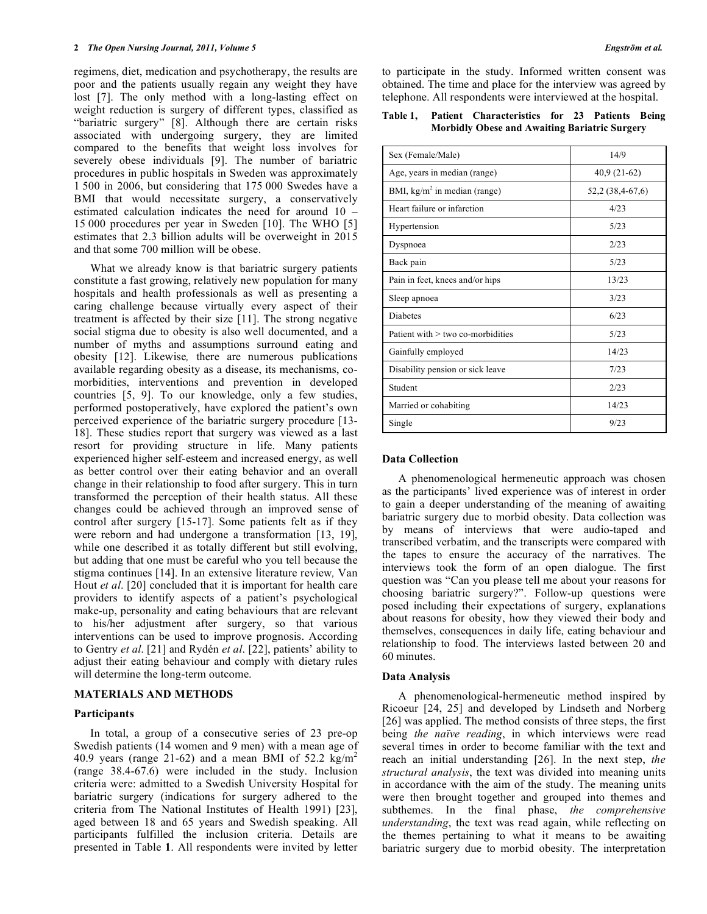regimens, diet, medication and psychotherapy, the results are poor and the patients usually regain any weight they have lost [7]. The only method with a long-lasting effect on weight reduction is surgery of different types, classified as "bariatric surgery" [8]. Although there are certain risks associated with undergoing surgery, they are limited compared to the benefits that weight loss involves for severely obese individuals [9]. The number of bariatric procedures in public hospitals in Sweden was approximately 1 500 in 2006, but considering that 175 000 Swedes have a BMI that would necessitate surgery, a conservatively estimated calculation indicates the need for around 10 – 15 000 procedures per year in Sweden [10]. The WHO [5] estimates that 2.3 billion adults will be overweight in 2015 and that some 700 million will be obese.

What we already know is that bariatric surgery patients constitute a fast growing, relatively new population for many hospitals and health professionals as well as presenting a caring challenge because virtually every aspect of their treatment is affected by their size [11]. The strong negative social stigma due to obesity is also well documented, and a number of myths and assumptions surround eating and obesity [12]. Likewise*,* there are numerous publications available regarding obesity as a disease, its mechanisms, co-morbidities, interventions and prevention in developed countries [5, 9]. To our knowledge, only a few studies, performed postoperatively, have explored the patient's own perceived experience of the bariatric surgery procedure [13-18]. These studies report that surgery was viewed as a last resort for providing structure in life. Many patients experienced higher self-esteem and increased energy, as well as better control over their eating behavior and an overall change in their relationship to food after surgery. This in turn transformed the perception of their health status. All these changes could be achieved through an improved sense of control after surgery [15-17]. Some patients felt as if they were reborn and had undergone a transformation [13, 19], while one described it as totally different but still evolving, but adding that one must be careful who you tell because the stigma continues [14]. In an extensive literature review*,* Van Hout *et al*. [20] concluded that it is important for health care providers to identify aspects of a patient's psychological make-up, personality and eating behaviours that are relevant to his/her adjustment after surgery, so that various interventions can be used to improve prognosis. According to Gentry *et al*. [21] and Rydén *et al*. [22], patients' ability to adjust their eating behaviour and comply with dietary rules will determine the long-term outcome.

## MATERIALS AND METHODS

### Participants

In total, a group of a consecutive series of 23 pre-op Swedish patients (14 women and 9 men) with a mean age of 40.9 years (range 21-62) and a mean BMI of 52.2 kg/m$^2$ (range 38.4-67.6) were included in the study. Inclusion criteria were: admitted to a Swedish University Hospital for bariatric surgery (indications for surgery adhered to the criteria from The National Institutes of Health 1991) [23], aged between 18 and 65 years and Swedish speaking. All participants fulfilled the inclusion criteria. Details are presented in Table **1**. All respondents were invited by letter to participate in the study. Informed written consent was obtained. The time and place for the interview was agreed by telephone. All respondents were interviewed at the hospital.

**Table 1, Patient Characteristics for 23 Patients Being Morbidly Obese and Awaiting Bariatric Surgery**

| | |
|---|---|
| Sex (Female/Male) | 14/9 |
| Age, years in median (range) | 40,9 (21-62) |
| BMI, kg/m$^2$ in median (range) | 52,2 (38,4-67,6) |
| Heart failure or infarction | 4/23 |
| Hypertension | 5/23 |
| Dyspnoea | 2/23 |
| Back pain | 5/23 |
| Pain in feet, knees and/or hips | 13/23 |
| Sleep apnoea | 3/23 |
| Diabetes | 6/23 |
| Patient with > two co-morbidities | 5/23 |
| Gainfully employed | 14/23 |
| Disability pension or sick leave | 7/23 |
| Student | 2/23 |
| Married or cohabiting | 14/23 |
| Single | 9/23 |

### Data Collection

A phenomenological hermeneutic approach was chosen as the participants' lived experience was of interest in order to gain a deeper understanding of the meaning of awaiting bariatric surgery due to morbid obesity. Data collection was by means of interviews that were audio-taped and transcribed verbatim, and the transcripts were compared with the tapes to ensure the accuracy of the narratives. The interviews took the form of an open dialogue. The first question was "Can you please tell me about your reasons for choosing bariatric surgery?". Follow-up questions were posed including their expectations of surgery, explanations about reasons for obesity, how they viewed their body and themselves, consequences in daily life, eating behaviour and relationship to food. The interviews lasted between 20 and 60 minutes.

### Data Analysis

A phenomenological-hermeneutic method inspired by Ricoeur [24, 25] and developed by Lindseth and Norberg [26] was applied. The method consists of three steps, the first being *the naïve reading*, in which interviews were read several times in order to become familiar with the text and reach an initial understanding [26]. In the next step, *the structural analysis*, the text was divided into meaning units in accordance with the aim of the study. The meaning units were then brought together and grouped into themes and subthemes. In the final phase, *the comprehensive understanding*, the text was read again, while reflecting on the themes pertaining to what it means to be awaiting bariatric surgery due to morbid obesity. The interpretation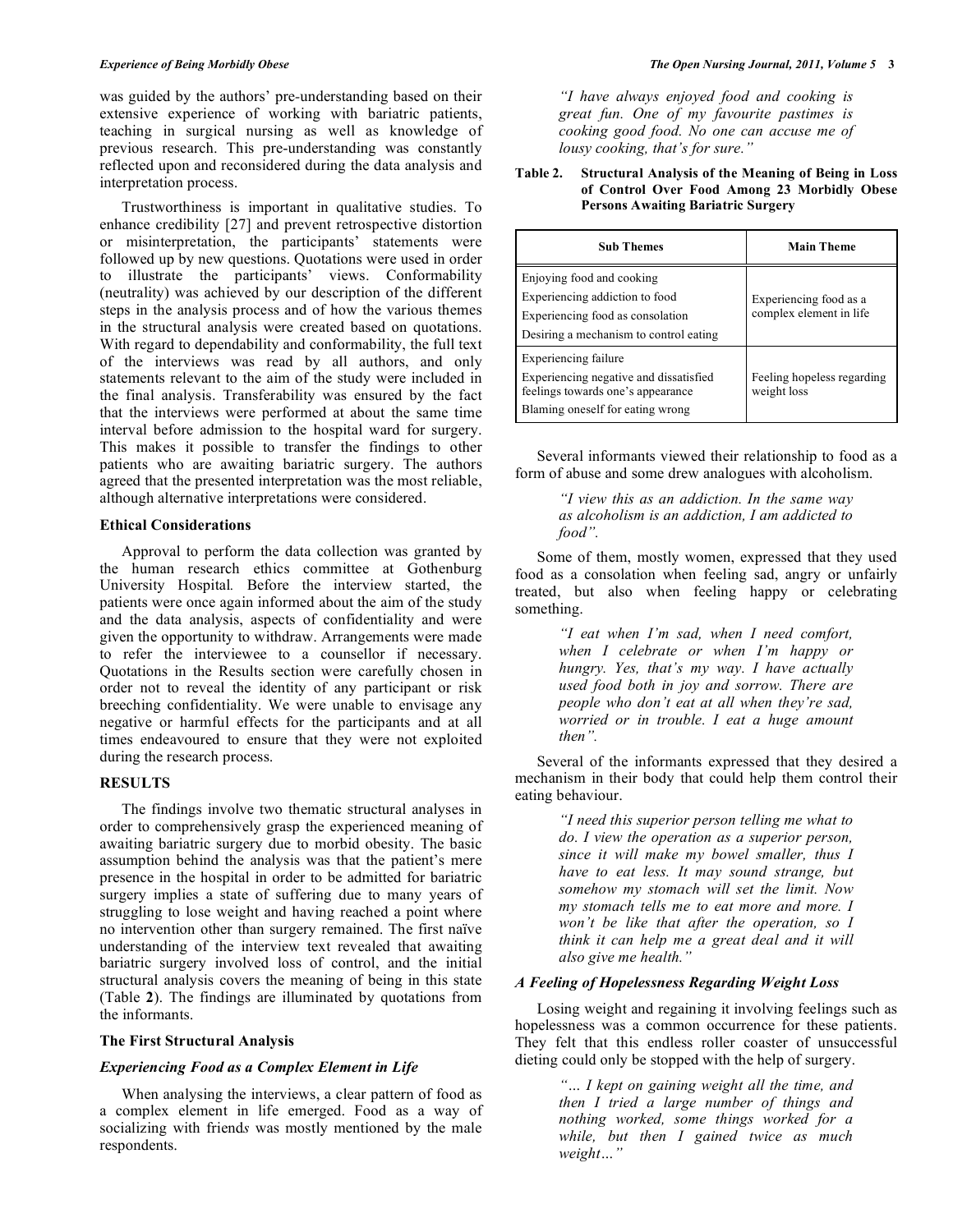was guided by the authors' pre-understanding based on their extensive experience of working with bariatric patients, teaching in surgical nursing as well as knowledge of previous research. This pre-understanding was constantly reflected upon and reconsidered during the data analysis and interpretation process.

Trustworthiness is important in qualitative studies. To enhance credibility [27] and prevent retrospective distortion or misinterpretation, the participants' statements were followed up by new questions. Quotations were used in order to illustrate the participants' views. Conformability (neutrality) was achieved by our description of the different steps in the analysis process and of how the various themes in the structural analysis were created based on quotations. With regard to dependability and conformability, the full text of the interviews was read by all authors, and only statements relevant to the aim of the study were included in the final analysis. Transferability was ensured by the fact that the interviews were performed at about the same time interval before admission to the hospital ward for surgery. This makes it possible to transfer the findings to other patients who are awaiting bariatric surgery. The authors agreed that the presented interpretation was the most reliable, although alternative interpretations were considered.

### Ethical Considerations

Approval to perform the data collection was granted by the human research ethics committee at Gothenburg University Hospital. Before the interview started, the patients were once again informed about the aim of the study and the data analysis, aspects of confidentiality and were given the opportunity to withdraw. Arrangements were made to refer the interviewee to a counsellor if necessary. Quotations in the Results section were carefully chosen in order not to reveal the identity of any participant or risk breeching confidentiality. We were unable to envisage any negative or harmful effects for the participants and at all times endeavoured to ensure that they were not exploited during the research process.

## RESULTS

The findings involve two thematic structural analyses in order to comprehensively grasp the experienced meaning of awaiting bariatric surgery due to morbid obesity. The basic assumption behind the analysis was that the patient's mere presence in the hospital in order to be admitted for bariatric surgery implies a state of suffering due to many years of struggling to lose weight and having reached a point where no intervention other than surgery remained. The first naïve understanding of the interview text revealed that awaiting bariatric surgery involved loss of control, and the initial structural analysis covers the meaning of being in this state (Table **2**). The findings are illuminated by quotations from the informants.

### The First Structural Analysis

#### *Experiencing Food as a Complex Element in Life*

When analysing the interviews, a clear pattern of food as a complex element in life emerged. Food as a way of socializing with friend*s* was mostly mentioned by the male respondents.

> *"I have always enjoyed food and cooking is great fun. One of my favourite pastimes is cooking good food. No one can accuse me of lousy cooking, that's for sure."*

**Table 2. Structural Analysis of the Meaning of Being in Loss of Control Over Food Among 23 Morbidly Obese Persons Awaiting Bariatric Surgery**

| Sub Themes | Main Theme |
|---|---|
| Enjoying food and cooking<br>Experiencing addiction to food<br>Experiencing food as consolation<br>Desiring a mechanism to control eating | Experiencing food as a complex element in life |
| Experiencing failure<br>Experiencing negative and dissatisfied feelings towards one's appearance<br>Blaming oneself for eating wrong | Feeling hopeless regarding weight loss |

Several informants viewed their relationship to food as a form of abuse and some drew analogues with alcoholism.

> *"I view this as an addiction. In the same way as alcoholism is an addiction, I am addicted to food".*

Some of them, mostly women, expressed that they used food as a consolation when feeling sad, angry or unfairly treated, but also when feeling happy or celebrating something.

> *"I eat when I'm sad, when I need comfort, when I celebrate or when I'm happy or hungry. Yes, that's my way. I have actually used food both in joy and sorrow. There are people who don't eat at all when they're sad, worried or in trouble. I eat a huge amount then".*

Several of the informants expressed that they desired a mechanism in their body that could help them control their eating behaviour.

> *"I need this superior person telling me what to do. I view the operation as a superior person, since it will make my bowel smaller, thus I have to eat less. It may sound strange, but somehow my stomach will set the limit. Now my stomach tells me to eat more and more. I won't be like that after the operation, so I think it can help me a great deal and it will also give me health."*

#### *A Feeling of Hopelessness Regarding Weight Loss*

Losing weight and regaining it involving feelings such as hopelessness was a common occurrence for these patients. They felt that this endless roller coaster of unsuccessful dieting could only be stopped with the help of surgery.

> *"… I kept on gaining weight all the time, and then I tried a large number of things and nothing worked, some things worked for a while, but then I gained twice as much weight…"*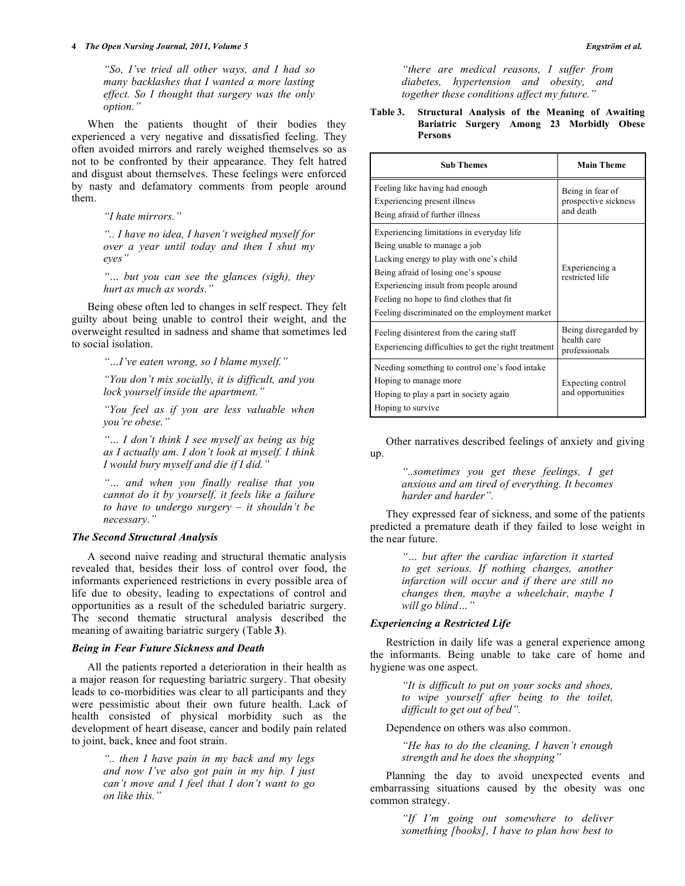*"So, I've tried all other ways, and I had so many backlashes that I wanted a more lasting effect. So I thought that surgery was the only option."*

When the patients thought of their bodies they experienced a very negative and dissatisfied feeling. They often avoided mirrors and rarely weighed themselves so as not to be confronted by their appearance. They felt hatred and disgust about themselves. These feelings were enforced by nasty and defamatory comments from people around them.

*"I hate mirrors."*

*".. I have no idea, I haven't weighed myself for over a year until today and then I shut my eyes"*

*"… but you can see the glances (sigh), they hurt as much as words."*

Being obese often led to changes in self respect. They felt guilty about being unable to control their weight, and the overweight resulted in sadness and shame that sometimes led to social isolation.

*"…I've eaten wrong, so I blame myself."*

*"You don't mix socially, it is difficult, and you lock yourself inside the apartment."*

*"You feel as if you are less valuable when you're obese."*

*"… I don't think I see myself as being as big as I actually am. I don't look at myself. I think I would bury myself and die if I did."*

*"… and when you finally realise that you cannot do it by yourself, it feels like a failure to have to undergo surgery – it shouldn't be necessary."*

### The Second Structural Analysis

A second naive reading and structural thematic analysis revealed that, besides their loss of control over food, the informants experienced restrictions in every possible area of life due to obesity, leading to expectations of control and opportunities as a result of the scheduled bariatric surgery. The second thematic structural analysis described the meaning of awaiting bariatric surgery (Table **3**).

### Being in Fear Future Sickness and Death

All the patients reported a deterioration in their health as a major reason for requesting bariatric surgery. That obesity leads to co-morbidities was clear to all participants and they were pessimistic about their own future health. Lack of health consisted of physical morbidity such as the development of heart disease, cancer and bodily pain related to joint, back, knee and foot strain.

*".. then I have pain in my back and my legs and now I've also got pain in my hip. I just can't move and I feel that I don't want to go on like this."*

*"there are medical reasons, I suffer from diabetes, hypertension and obesity, and together these conditions affect my future."*

**Table 3. Structural Analysis of the Meaning of Awaiting Bariatric Surgery Among 23 Morbidly Obese Persons**

| Sub Themes | Main Theme |
|---|---|
| Feeling like having had enough<br>Experiencing present illness<br>Being afraid of further illness | Being in fear of prospective sickness and death |
| Experiencing limitations in everyday life<br>Being unable to manage a job<br>Lacking energy to play with one's child<br>Being afraid of losing one's spouse<br>Experiencing insult from people around<br>Feeling no hope to find clothes that fit<br>Feeling discriminated on the employment market | Experiencing a restricted life |
| Feeling disinterest from the caring staff<br>Experiencing difficulties to get the right treatment | Being disregarded by health care professionals |
| Needing something to control one's food intake<br>Hoping to manage more<br>Hoping to play a part in society again<br>Hoping to survive | Expecting control and opportunities |

Other narratives described feelings of anxiety and giving up.

*"..sometimes you get these feelings, I get anxious and am tired of everything. It becomes harder and harder".*

They expressed fear of sickness, and some of the patients predicted a premature death if they failed to lose weight in the near future.

*"… but after the cardiac infarction it started to get serious. If nothing changes, another infarction will occur and if there are still no changes then, maybe a wheelchair, maybe I will go blind…"*

### Experiencing a Restricted Life

Restriction in daily life was a general experience among the informants. Being unable to take care of home and hygiene was one aspect.

*"It is difficult to put on your socks and shoes, to wipe yourself after being to the toilet, difficult to get out of bed".*

Dependence on others was also common.

*"He has to do the cleaning, I haven't enough strength and he does the shopping"*

Planning the day to avoid unexpected events and embarrassing situations caused by the obesity was one common strategy.

*"If I'm going out somewhere to deliver something [books], I have to plan how best to*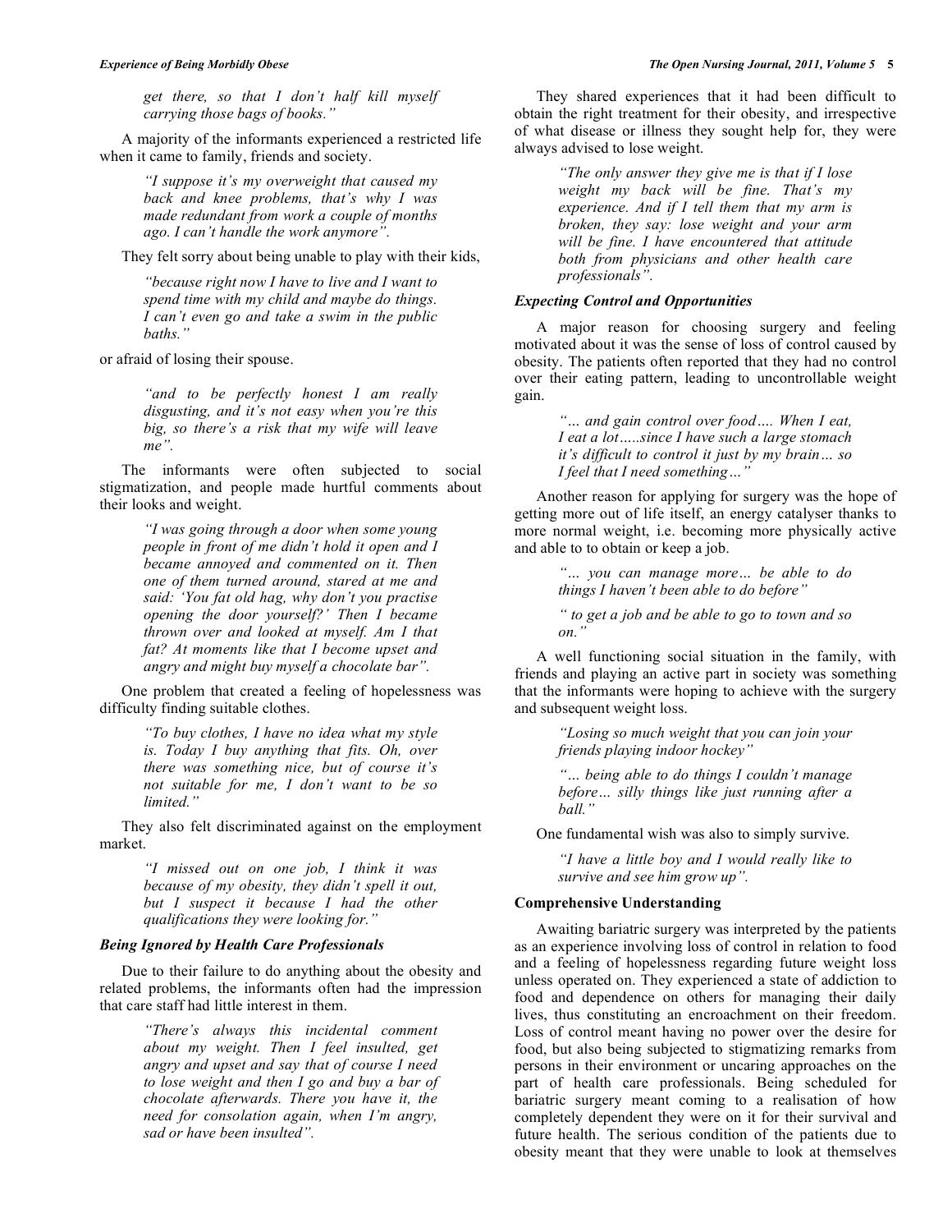*get there, so that I don't half kill myself carrying those bags of books."*

A majority of the informants experienced a restricted life when it came to family, friends and society.

> *"I suppose it's my overweight that caused my back and knee problems, that's why I was made redundant from work a couple of months ago. I can't handle the work anymore".*

They felt sorry about being unable to play with their kids,

> *"because right now I have to live and I want to spend time with my child and maybe do things. I can't even go and take a swim in the public baths."*

or afraid of losing their spouse.

> *"and to be perfectly honest I am really disgusting, and it's not easy when you're this big, so there's a risk that my wife will leave me".*

The informants were often subjected to social stigmatization, and people made hurtful comments about their looks and weight.

> *"I was going through a door when some young people in front of me didn't hold it open and I became annoyed and commented on it. Then one of them turned around, stared at me and said: 'You fat old hag, why don't you practise opening the door yourself?' Then I became thrown over and looked at myself. Am I that fat? At moments like that I become upset and angry and might buy myself a chocolate bar".*

One problem that created a feeling of hopelessness was difficulty finding suitable clothes.

> *"To buy clothes, I have no idea what my style is. Today I buy anything that fits. Oh, over there was something nice, but of course it's not suitable for me, I don't want to be so limited."*

They also felt discriminated against on the employment market.

> *"I missed out on one job, I think it was because of my obesity, they didn't spell it out, but I suspect it because I had the other qualifications they were looking for."*

### *Being Ignored by Health Care Professionals*

Due to their failure to do anything about the obesity and related problems, the informants often had the impression that care staff had little interest in them.

> *"There's always this incidental comment about my weight. Then I feel insulted, get angry and upset and say that of course I need to lose weight and then I go and buy a bar of chocolate afterwards. There you have it, the need for consolation again, when I'm angry, sad or have been insulted".*

They shared experiences that it had been difficult to obtain the right treatment for their obesity, and irrespective of what disease or illness they sought help for, they were always advised to lose weight.

> *"The only answer they give me is that if I lose weight my back will be fine. That's my experience. And if I tell them that my arm is broken, they say: lose weight and your arm will be fine. I have encountered that attitude both from physicians and other health care professionals".*

### *Expecting Control and Opportunities*

A major reason for choosing surgery and feeling motivated about it was the sense of loss of control caused by obesity. The patients often reported that they had no control over their eating pattern, leading to uncontrollable weight gain.

> *"... and gain control over food.... When I eat, I eat a lot.....since I have such a large stomach it's difficult to control it just by my brain... so I feel that I need something..."*

Another reason for applying for surgery was the hope of getting more out of life itself, an energy catalyser thanks to more normal weight, i.e. becoming more physically active and able to to obtain or keep a job.

> *"... you can manage more... be able to do things I haven't been able to do before"*
>
> *" to get a job and be able to go to town and so on."*

A well functioning social situation in the family, with friends and playing an active part in society was something that the informants were hoping to achieve with the surgery and subsequent weight loss.

> *"Losing so much weight that you can join your friends playing indoor hockey"*
>
> *"... being able to do things I couldn't manage before... silly things like just running after a ball."*

One fundamental wish was also to simply survive.

> *"I have a little boy and I would really like to survive and see him grow up".*

### Comprehensive Understanding

Awaiting bariatric surgery was interpreted by the patients as an experience involving loss of control in relation to food and a feeling of hopelessness regarding future weight loss unless operated on. They experienced a state of addiction to food and dependence on others for managing their daily lives, thus constituting an encroachment on their freedom. Loss of control meant having no power over the desire for food, but also being subjected to stigmatizing remarks from persons in their environment or uncaring approaches on the part of health care professionals. Being scheduled for bariatric surgery meant coming to a realisation of how completely dependent they were on it for their survival and future health. The serious condition of the patients due to obesity meant that they were unable to look at themselves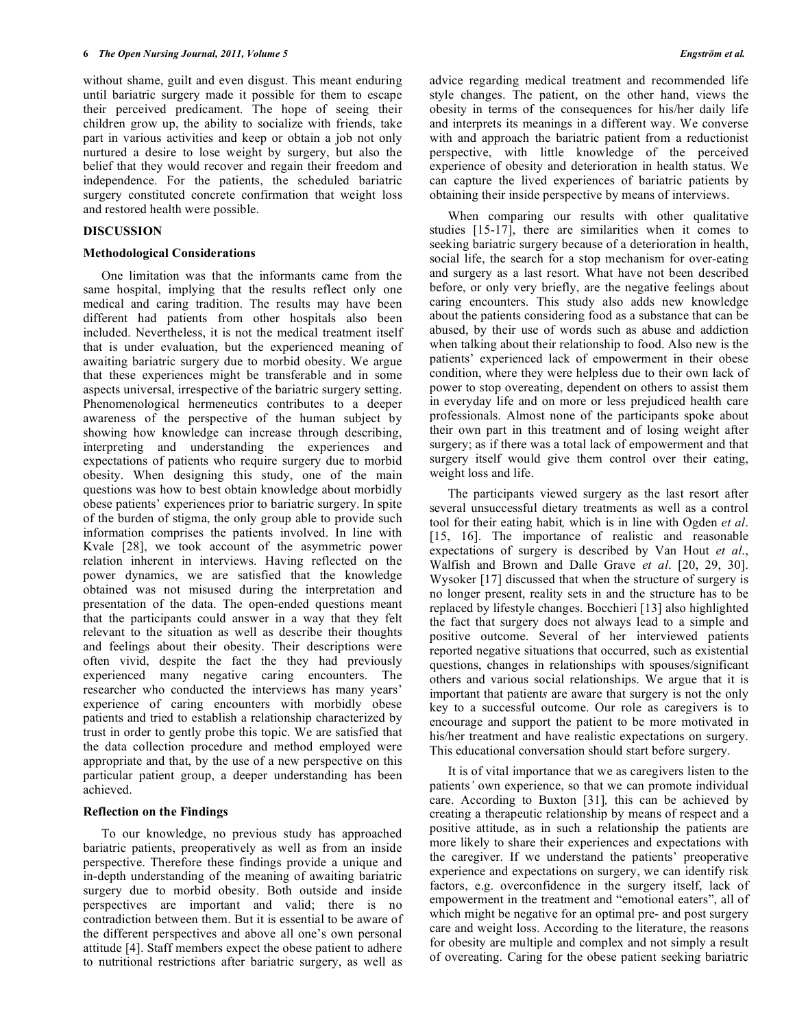without shame, guilt and even disgust. This meant enduring until bariatric surgery made it possible for them to escape their perceived predicament. The hope of seeing their children grow up, the ability to socialize with friends, take part in various activities and keep or obtain a job not only nurtured a desire to lose weight by surgery, but also the belief that they would recover and regain their freedom and independence. For the patients, the scheduled bariatric surgery constituted concrete confirmation that weight loss and restored health were possible.

## DISCUSSION

### Methodological Considerations

One limitation was that the informants came from the same hospital, implying that the results reflect only one medical and caring tradition. The results may have been different had patients from other hospitals also been included. Nevertheless, it is not the medical treatment itself that is under evaluation, but the experienced meaning of awaiting bariatric surgery due to morbid obesity. We argue that these experiences might be transferable and in some aspects universal, irrespective of the bariatric surgery setting. Phenomenological hermeneutics contributes to a deeper awareness of the perspective of the human subject by showing how knowledge can increase through describing, interpreting and understanding the experiences and expectations of patients who require surgery due to morbid obesity. When designing this study, one of the main questions was how to best obtain knowledge about morbidly obese patients' experiences prior to bariatric surgery. In spite of the burden of stigma, the only group able to provide such information comprises the patients involved. In line with Kvale [28], we took account of the asymmetric power relation inherent in interviews. Having reflected on the power dynamics, we are satisfied that the knowledge obtained was not misused during the interpretation and presentation of the data. The open-ended questions meant that the participants could answer in a way that they felt relevant to the situation as well as describe their thoughts and feelings about their obesity. Their descriptions were often vivid, despite the fact the they had previously experienced many negative caring encounters. The researcher who conducted the interviews has many years' experience of caring encounters with morbidly obese patients and tried to establish a relationship characterized by trust in order to gently probe this topic. We are satisfied that the data collection procedure and method employed were appropriate and that, by the use of a new perspective on this particular patient group, a deeper understanding has been achieved.

### Reflection on the Findings

To our knowledge, no previous study has approached bariatric patients, preoperatively as well as from an inside perspective. Therefore these findings provide a unique and in-depth understanding of the meaning of awaiting bariatric surgery due to morbid obesity. Both outside and inside perspectives are important and valid; there is no contradiction between them. But it is essential to be aware of the different perspectives and above all one's own personal attitude [4]. Staff members expect the obese patient to adhere to nutritional restrictions after bariatric surgery, as well as advice regarding medical treatment and recommended life style changes. The patient, on the other hand, views the obesity in terms of the consequences for his/her daily life and interprets its meanings in a different way. We converse with and approach the bariatric patient from a reductionist perspective, with little knowledge of the perceived experience of obesity and deterioration in health status. We can capture the lived experiences of bariatric patients by obtaining their inside perspective by means of interviews.

When comparing our results with other qualitative studies [15-17], there are similarities when it comes to seeking bariatric surgery because of a deterioration in health, social life, the search for a stop mechanism for over-eating and surgery as a last resort. What have not been described before, or only very briefly, are the negative feelings about caring encounters. This study also adds new knowledge about the patients considering food as a substance that can be abused, by their use of words such as abuse and addiction when talking about their relationship to food. Also new is the patients' experienced lack of empowerment in their obese condition, where they were helpless due to their own lack of power to stop overeating, dependent on others to assist them in everyday life and on more or less prejudiced health care professionals. Almost none of the participants spoke about their own part in this treatment and of losing weight after surgery; as if there was a total lack of empowerment and that surgery itself would give them control over their eating, weight loss and life.

The participants viewed surgery as the last resort after several unsuccessful dietary treatments as well as a control tool for their eating habit, which is in line with Ogden *et al*. [15, 16]. The importance of realistic and reasonable expectations of surgery is described by Van Hout *et al*., Walfish and Brown and Dalle Grave *et al*. [20, 29, 30]. Wysoker [17] discussed that when the structure of surgery is no longer present, reality sets in and the structure has to be replaced by lifestyle changes. Bocchieri [13] also highlighted the fact that surgery does not always lead to a simple and positive outcome. Several of her interviewed patients reported negative situations that occurred, such as existential questions, changes in relationships with spouses/significant others and various social relationships. We argue that it is important that patients are aware that surgery is not the only key to a successful outcome. Our role as caregivers is to encourage and support the patient to be more motivated in his/her treatment and have realistic expectations on surgery. This educational conversation should start before surgery.

It is of vital importance that we as caregivers listen to the patients' own experience, so that we can promote individual care. According to Buxton [31], this can be achieved by creating a therapeutic relationship by means of respect and a positive attitude, as in such a relationship the patients are more likely to share their experiences and expectations with the caregiver. If we understand the patients' preoperative experience and expectations on surgery, we can identify risk factors, e.g. overconfidence in the surgery itself, lack of empowerment in the treatment and "emotional eaters", all of which might be negative for an optimal pre- and post surgery care and weight loss. According to the literature, the reasons for obesity are multiple and complex and not simply a result of overeating. Caring for the obese patient seeking bariatric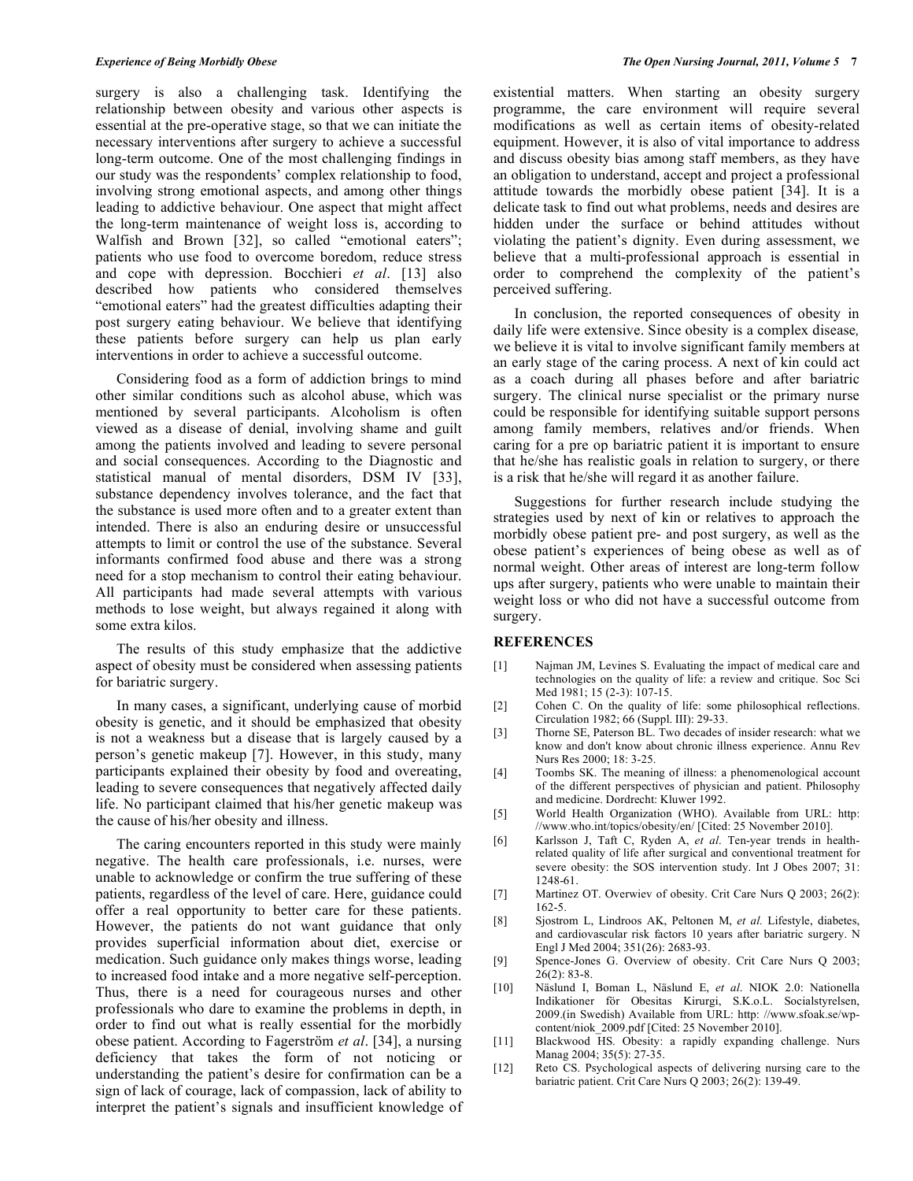surgery is also a challenging task. Identifying the relationship between obesity and various other aspects is essential at the pre-operative stage, so that we can initiate the necessary interventions after surgery to achieve a successful long-term outcome. One of the most challenging findings in our study was the respondents' complex relationship to food, involving strong emotional aspects, and among other things leading to addictive behaviour. One aspect that might affect the long-term maintenance of weight loss is, according to Walfish and Brown [32], so called "emotional eaters"; patients who use food to overcome boredom, reduce stress and cope with depression. Bocchieri *et al*. [13] also described how patients who considered themselves "emotional eaters" had the greatest difficulties adapting their post surgery eating behaviour. We believe that identifying these patients before surgery can help us plan early interventions in order to achieve a successful outcome.

Considering food as a form of addiction brings to mind other similar conditions such as alcohol abuse, which was mentioned by several participants. Alcoholism is often viewed as a disease of denial, involving shame and guilt among the patients involved and leading to severe personal and social consequences. According to the Diagnostic and statistical manual of mental disorders, DSM IV [33], substance dependency involves tolerance, and the fact that the substance is used more often and to a greater extent than intended. There is also an enduring desire or unsuccessful attempts to limit or control the use of the substance. Several informants confirmed food abuse and there was a strong need for a stop mechanism to control their eating behaviour. All participants had made several attempts with various methods to lose weight, but always regained it along with some extra kilos.

The results of this study emphasize that the addictive aspect of obesity must be considered when assessing patients for bariatric surgery.

In many cases, a significant, underlying cause of morbid obesity is genetic, and it should be emphasized that obesity is not a weakness but a disease that is largely caused by a person's genetic makeup [7]. However, in this study, many participants explained their obesity by food and overeating, leading to severe consequences that negatively affected daily life. No participant claimed that his/her genetic makeup was the cause of his/her obesity and illness.

The caring encounters reported in this study were mainly negative. The health care professionals, i.e. nurses, were unable to acknowledge or confirm the true suffering of these patients, regardless of the level of care. Here, guidance could offer a real opportunity to better care for these patients. However, the patients do not want guidance that only provides superficial information about diet, exercise or medication. Such guidance only makes things worse, leading to increased food intake and a more negative self-perception. Thus, there is a need for courageous nurses and other professionals who dare to examine the problems in depth, in order to find out what is really essential for the morbidly obese patient. According to Fagerström *et al*. [34], a nursing deficiency that takes the form of not noticing or understanding the patient's desire for confirmation can be a sign of lack of courage, lack of compassion, lack of ability to interpret the patient's signals and insufficient knowledge of existential matters. When starting an obesity surgery programme, the care environment will require several modifications as well as certain items of obesity-related equipment. However, it is also of vital importance to address and discuss obesity bias among staff members, as they have an obligation to understand, accept and project a professional attitude towards the morbidly obese patient [34]. It is a delicate task to find out what problems, needs and desires are hidden under the surface or behind attitudes without violating the patient's dignity. Even during assessment, we believe that a multi-professional approach is essential in order to comprehend the complexity of the patient's perceived suffering.

In conclusion, the reported consequences of obesity in daily life were extensive. Since obesity is a complex disease, we believe it is vital to involve significant family members at an early stage of the caring process. A next of kin could act as a coach during all phases before and after bariatric surgery. The clinical nurse specialist or the primary nurse could be responsible for identifying suitable support persons among family members, relatives and/or friends. When caring for a pre op bariatric patient it is important to ensure that he/she has realistic goals in relation to surgery, or there is a risk that he/she will regard it as another failure.

Suggestions for further research include studying the strategies used by next of kin or relatives to approach the morbidly obese patient pre- and post surgery, as well as the obese patient's experiences of being obese as well as of normal weight. Other areas of interest are long-term follow ups after surgery, patients who were unable to maintain their weight loss or who did not have a successful outcome from surgery.

## REFERENCES

[1] Najman JM, Levines S. Evaluating the impact of medical care and technologies on the quality of life: a review and critique. Soc Sci Med 1981; 15 (2-3): 107-15.

[2] Cohen C. On the quality of life: some philosophical reflections. Circulation 1982; 66 (Suppl. III): 29-33.

[3] Thorne SE, Paterson BL. Two decades of insider research: what we know and don't know about chronic illness experience. Annu Rev Nurs Res 2000; 18: 3-25.

[4] Toombs SK. The meaning of illness: a phenomenological account of the different perspectives of physician and patient. Philosophy and medicine. Dordrecht: Kluwer 1992.

[5] World Health Organization (WHO). Available from URL: http: //www.who.int/topics/obesity/en/ [Cited: 25 November 2010].

[6] Karlsson J, Taft C, Ryden A, *et al*. Ten-year trends in health-related quality of life after surgical and conventional treatment for severe obesity: the SOS intervention study. Int J Obes 2007; 31: 1248-61.

[7] Martinez OT. Overwiev of obesity. Crit Care Nurs Q 2003; 26(2): 162-5.

[8] Sjostrom L, Lindroos AK, Peltonen M, *et al.* Lifestyle, diabetes, and cardiovascular risk factors 10 years after bariatric surgery. N Engl J Med 2004; 351(26): 2683-93.

[9] Spence-Jones G. Overview of obesity. Crit Care Nurs Q 2003; 26(2): 83-8.

[10] Näslund I, Boman L, Näslund E, *et al*. NIOK 2.0: Nationella Indikationer för Obesitas Kirurgi, S.K.o.L. Socialstyrelsen, 2009.(in Swedish) Available from URL: http: //www.sfoak.se/wp-content/niok_2009.pdf [Cited: 25 November 2010].

[11] Blackwood HS. Obesity: a rapidly expanding challenge. Nurs Manag 2004; 35(5): 27-35.

[12] Reto CS. Psychological aspects of delivering nursing care to the bariatric patient. Crit Care Nurs Q 2003; 26(2): 139-49.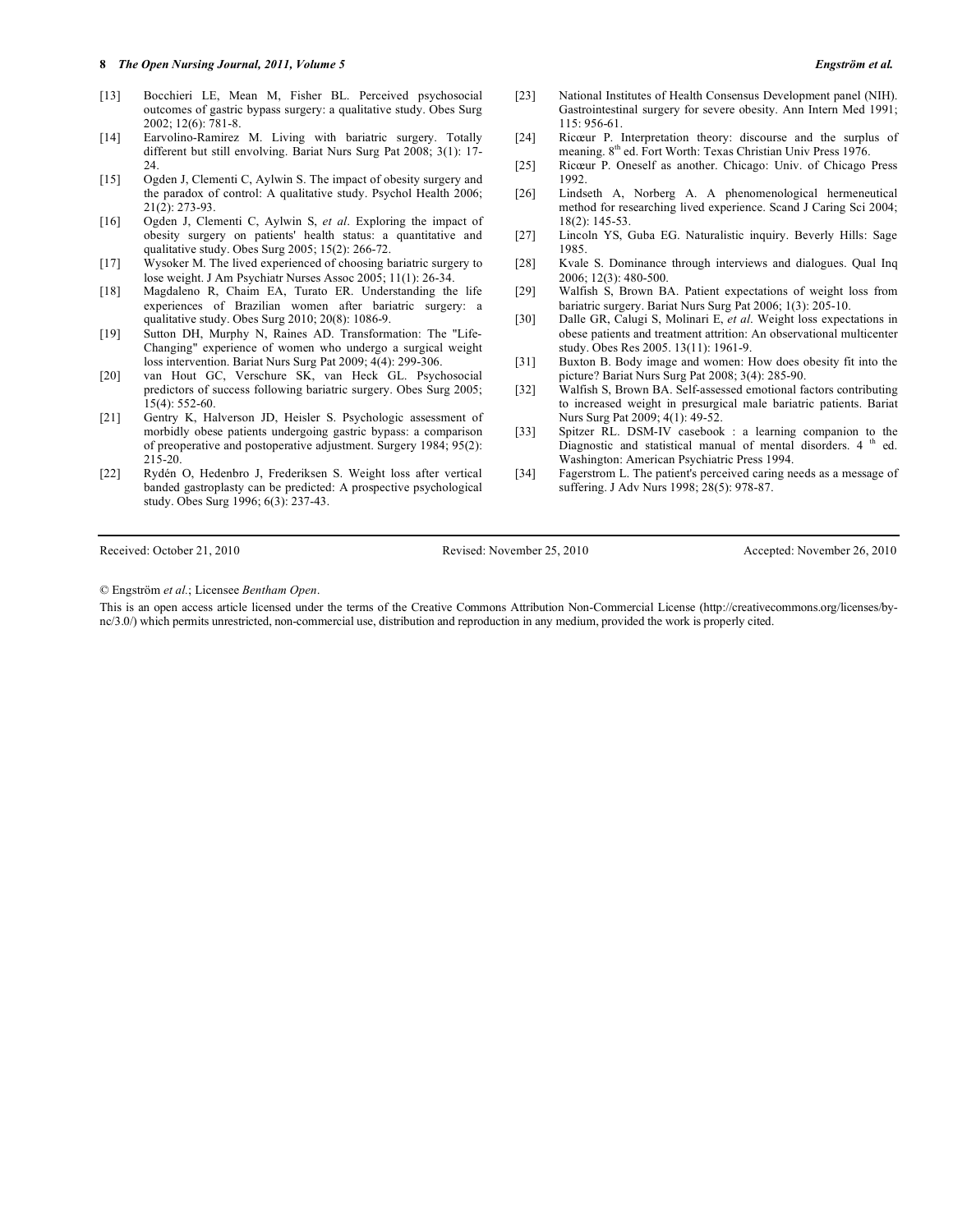[13] Bocchieri LE, Mean M, Fisher BL. Perceived psychosocial outcomes of gastric bypass surgery: a qualitative study. Obes Surg 2002; 12(6): 781-8.

[14] Earvolino-Ramirez M. Living with bariatric surgery. Totally different but still envolving. Bariat Nurs Surg Pat 2008; 3(1): 17-24.

[15] Ogden J, Clementi C, Aylwin S. The impact of obesity surgery and the paradox of control: A qualitative study. Psychol Health 2006; 21(2): 273-93.

[16] Ogden J, Clementi C, Aylwin S, *et al*. Exploring the impact of obesity surgery on patients' health status: a quantitative and qualitative study. Obes Surg 2005; 15(2): 266-72.

[17] Wysoker M. The lived experienced of choosing bariatric surgery to lose weight. J Am Psychiatr Nurses Assoc 2005; 11(1): 26-34.

[18] Magdaleno R, Chaim EA, Turato ER. Understanding the life experiences of Brazilian women after bariatric surgery: a qualitative study. Obes Surg 2010; 20(8): 1086-9.

[19] Sutton DH, Murphy N, Raines AD. Transformation: The "Life-Changing" experience of women who undergo a surgical weight loss intervention. Bariat Nurs Surg Pat 2009; 4(4): 299-306.

[20] van Hout GC, Verschure SK, van Heck GL. Psychosocial predictors of success following bariatric surgery. Obes Surg 2005; 15(4): 552-60.

[21] Gentry K, Halverson JD, Heisler S. Psychologic assessment of morbidly obese patients undergoing gastric bypass: a comparison of preoperative and postoperative adjustment. Surgery 1984; 95(2): 215-20.

[22] Rydén O, Hedenbro J, Frederiksen S. Weight loss after vertical banded gastroplasty can be predicted: A prospective psychological study. Obes Surg 1996; 6(3): 237-43.

[23] National Institutes of Health Consensus Development panel (NIH). Gastrointestinal surgery for severe obesity. Ann Intern Med 1991; 115: 956-61.

[24] Ricœur P. Interpretation theory: discourse and the surplus of meaning. 8th ed. Fort Worth: Texas Christian Univ Press 1976.

[25] Ricœur P. Oneself as another. Chicago: Univ. of Chicago Press 1992.

[26] Lindseth A, Norberg A. A phenomenological hermeneutical method for researching lived experience. Scand J Caring Sci 2004; 18(2): 145-53.

[27] Lincoln YS, Guba EG. Naturalistic inquiry. Beverly Hills: Sage 1985.

[28] Kvale S. Dominance through interviews and dialogues. Qual Inq 2006; 12(3): 480-500.

[29] Walfish S, Brown BA. Patient expectations of weight loss from bariatric surgery. Bariat Nurs Surg Pat 2006; 1(3): 205-10.

[30] Dalle GR, Calugi S, Molinari E, *et al*. Weight loss expectations in obese patients and treatment attrition: An observational multicenter study. Obes Res 2005. 13(11): 1961-9.

[31] Buxton B. Body image and women: How does obesity fit into the picture? Bariat Nurs Surg Pat 2008; 3(4): 285-90.

[32] Walfish S, Brown BA. Self-assessed emotional factors contributing to increased weight in presurgical male bariatric patients. Bariat Nurs Surg Pat 2009; 4(1): 49-52.

[33] Spitzer RL. DSM-IV casebook : a learning companion to the Diagnostic and statistical manual of mental disorders. 4 th ed. Washington: American Psychiatric Press 1994.

[34] Fagerstrom L. The patient's perceived caring needs as a message of suffering. J Adv Nurs 1998; 28(5): 978-87.

Received: October 21, 2010 Revised: November 25, 2010 Accepted: November 26, 2010

© Engström *et al*.; Licensee *Bentham Open*.

This is an open access article licensed under the terms of the Creative Commons Attribution Non-Commercial License (http://creativecommons.org/licenses/by-nc/3.0/) which permits unrestricted, non-commercial use, distribution and reproduction in any medium, provided the work is properly cited.